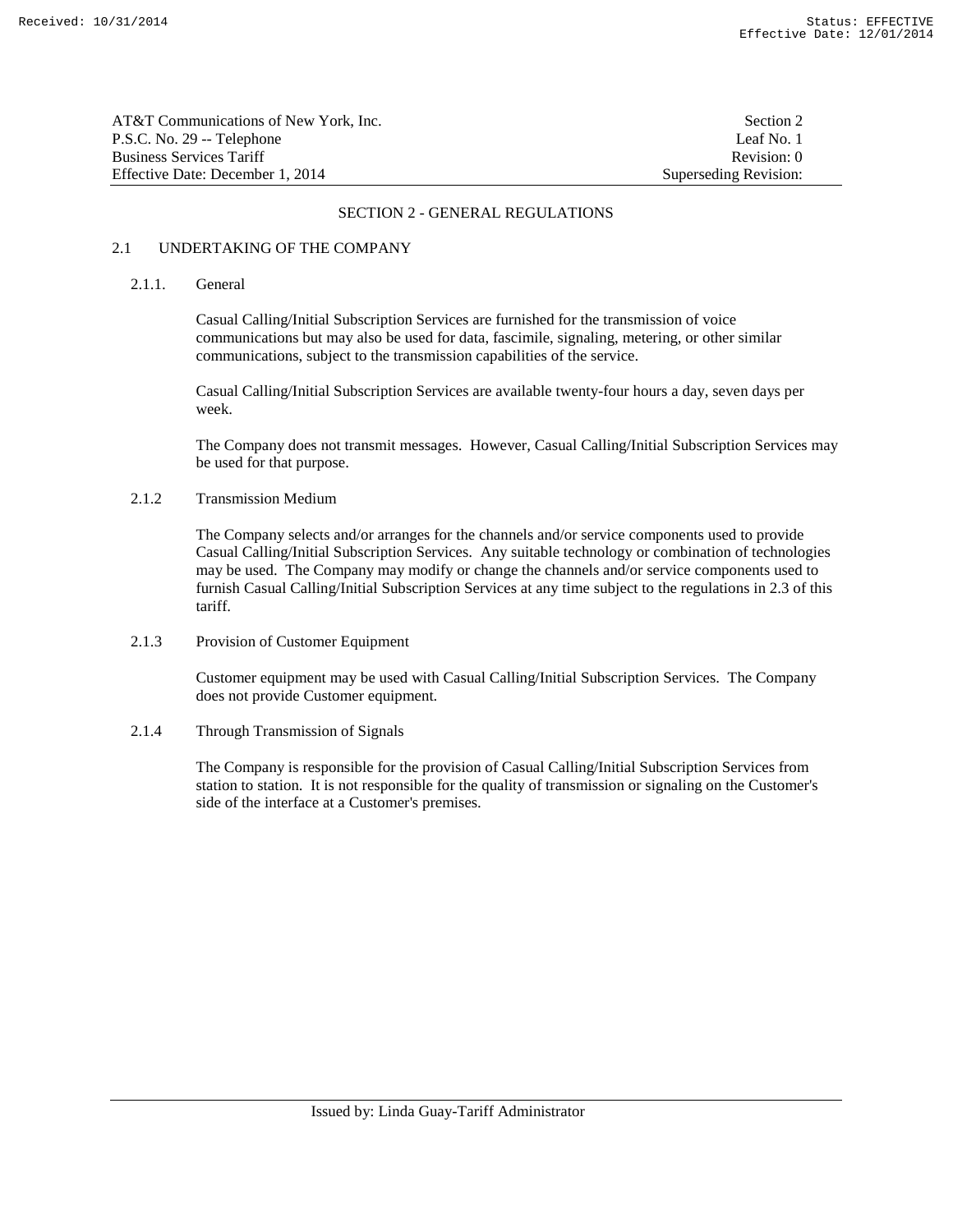# SECTION 2 - GENERAL REGULATIONS

## 2.1 UNDERTAKING OF THE COMPANY

### 2.1.1. General

Casual Calling/Initial Subscription Services are furnished for the transmission of voice communications but may also be used for data, fascimile, signaling, metering, or other similar communications, subject to the transmission capabilities of the service.

Casual Calling/Initial Subscription Services are available twenty-four hours a day, seven days per week.

The Company does not transmit messages. However, Casual Calling/Initial Subscription Services may be used for that purpose.

### 2.1.2 Transmission Medium

The Company selects and/or arranges for the channels and/or service components used to provide Casual Calling/Initial Subscription Services. Any suitable technology or combination of technologies may be used. The Company may modify or change the channels and/or service components used to furnish Casual Calling/Initial Subscription Services at any time subject to the regulations in 2.3 of this tariff.

### 2.1.3 Provision of Customer Equipment

Customer equipment may be used with Casual Calling/Initial Subscription Services. The Company does not provide Customer equipment.

### 2.1.4 Through Transmission of Signals

The Company is responsible for the provision of Casual Calling/Initial Subscription Services from station to station. It is not responsible for the quality of transmission or signaling on the Customer's side of the interface at a Customer's premises.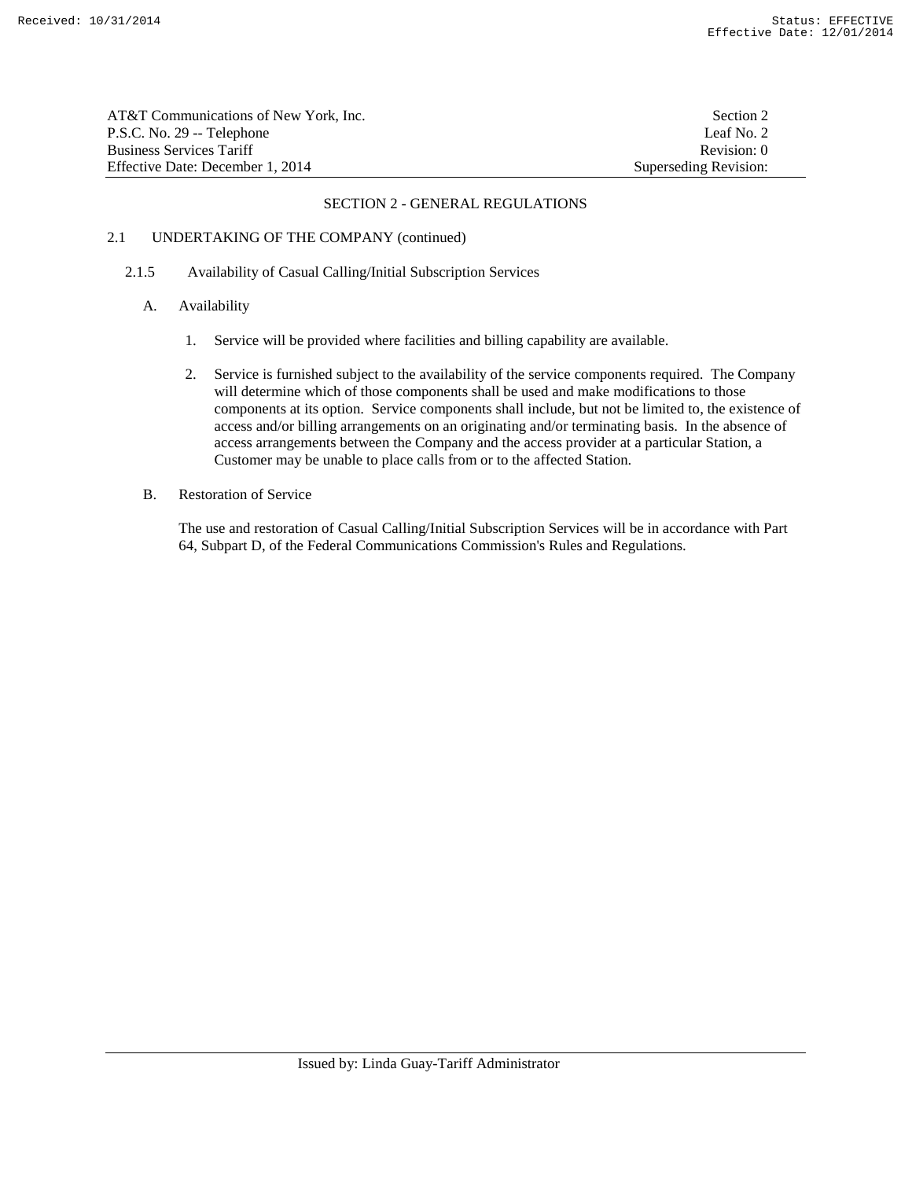## SECTION 2 - GENERAL REGULATIONS

2.1 UNDERTAKING OF THE COMPANY (continued)

2.1.5 Availability of Casual Calling/Initial Subscription Services

A. Availability

1. Service will be provided where facilities and billing capability are available.

2. Service is furnished subject to the availability of the service components required. The Company will determine which of those components shall be used and make modifications to those components at its option. Service components shall include, but not be limited to, the existence of access and/or billing arrangements on an originating and/or terminating basis. In the absence of access arrangements between the Company and the access provider at a particular Station, a Customer may be unable to place calls from or to the affected Station.

B. Restoration of Service

The use and restoration of Casual Calling/Initial Subscription Services will be in accordance with Part 64, Subpart D, of the Federal Communications Commission's Rules and Regulations.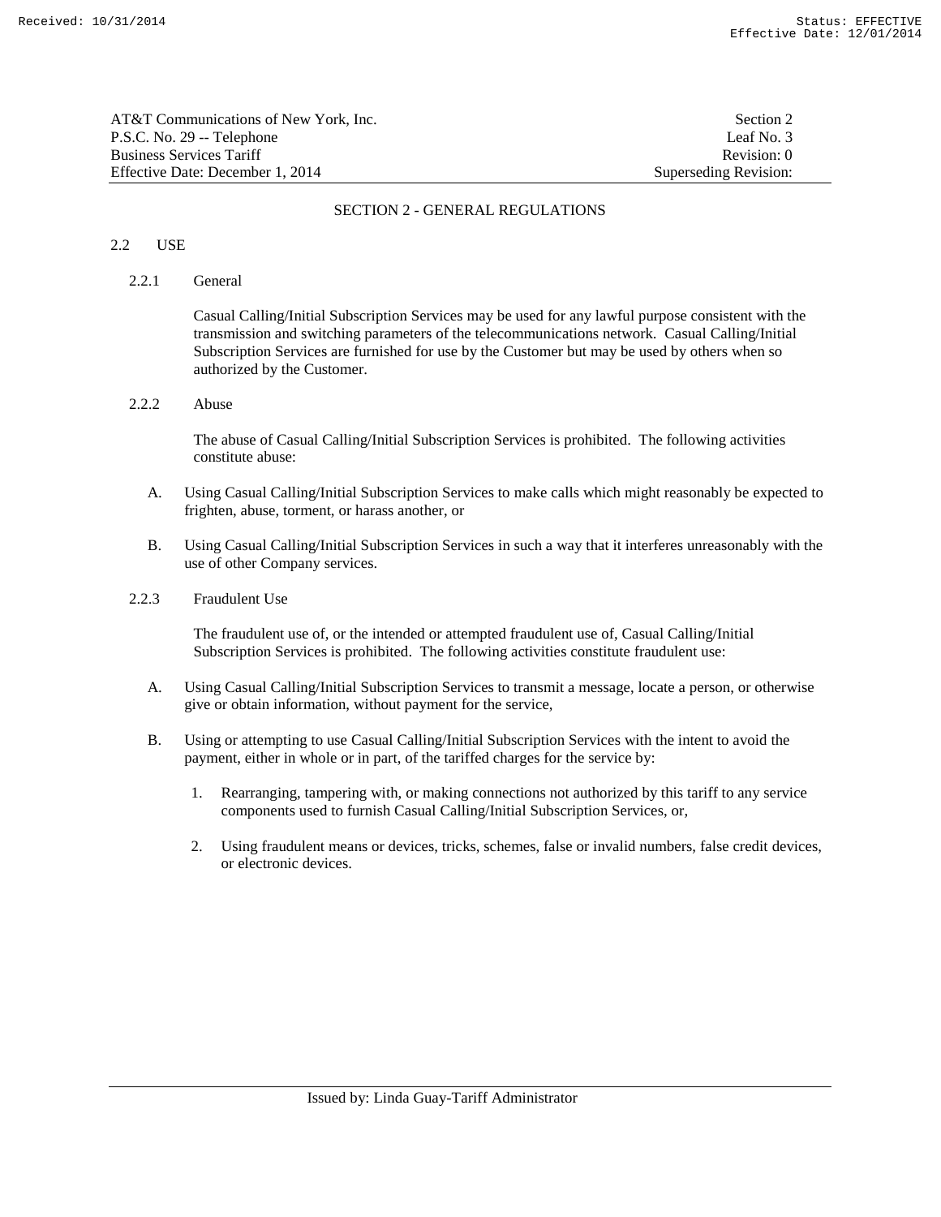## SECTION 2 - GENERAL REGULATIONS

### 2.2 USE

#### 2.2.1 General

Casual Calling/Initial Subscription Services may be used for any lawful purpose consistent with the transmission and switching parameters of the telecommunications network. Casual Calling/Initial Subscription Services are furnished for use by the Customer but may be used by others when so authorized by the Customer.

#### 2.2.2 Abuse

The abuse of Casual Calling/Initial Subscription Services is prohibited. The following activities constitute abuse:

A. Using Casual Calling/Initial Subscription Services to make calls which might reasonably be expected to frighten, abuse, torment, or harass another, or

B. Using Casual Calling/Initial Subscription Services in such a way that it interferes unreasonably with the use of other Company services.

#### 2.2.3 Fraudulent Use

The fraudulent use of, or the intended or attempted fraudulent use of, Casual Calling/Initial Subscription Services is prohibited. The following activities constitute fraudulent use:

A. Using Casual Calling/Initial Subscription Services to transmit a message, locate a person, or otherwise give or obtain information, without payment for the service,

B. Using or attempting to use Casual Calling/Initial Subscription Services with the intent to avoid the payment, either in whole or in part, of the tariffed charges for the service by:

1. Rearranging, tampering with, or making connections not authorized by this tariff to any service components used to furnish Casual Calling/Initial Subscription Services, or,

2. Using fraudulent means or devices, tricks, schemes, false or invalid numbers, false credit devices, or electronic devices.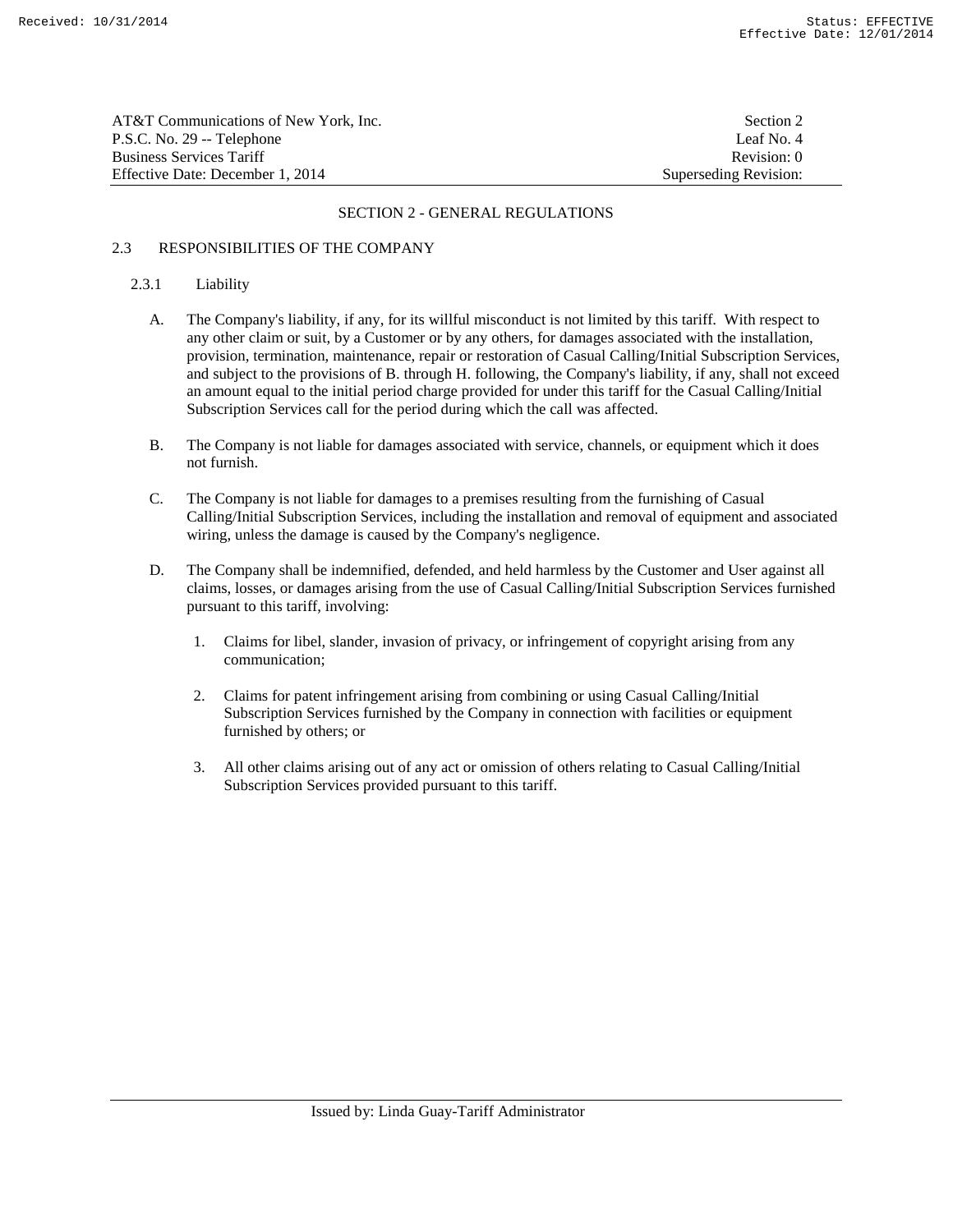SECTION 2 - GENERAL REGULATIONS

## 2.3 RESPONSIBILITIES OF THE COMPANY

### 2.3.1 Liability

A. The Company's liability, if any, for its willful misconduct is not limited by this tariff. With respect to any other claim or suit, by a Customer or by any others, for damages associated with the installation, provision, termination, maintenance, repair or restoration of Casual Calling/Initial Subscription Services, and subject to the provisions of B. through H. following, the Company's liability, if any, shall not exceed an amount equal to the initial period charge provided for under this tariff for the Casual Calling/Initial Subscription Services call for the period during which the call was affected.

B. The Company is not liable for damages associated with service, channels, or equipment which it does not furnish.

C. The Company is not liable for damages to a premises resulting from the furnishing of Casual Calling/Initial Subscription Services, including the installation and removal of equipment and associated wiring, unless the damage is caused by the Company's negligence.

D. The Company shall be indemnified, defended, and held harmless by the Customer and User against all claims, losses, or damages arising from the use of Casual Calling/Initial Subscription Services furnished pursuant to this tariff, involving:

1. Claims for libel, slander, invasion of privacy, or infringement of copyright arising from any communication;

2. Claims for patent infringement arising from combining or using Casual Calling/Initial Subscription Services furnished by the Company in connection with facilities or equipment furnished by others; or

3. All other claims arising out of any act or omission of others relating to Casual Calling/Initial Subscription Services provided pursuant to this tariff.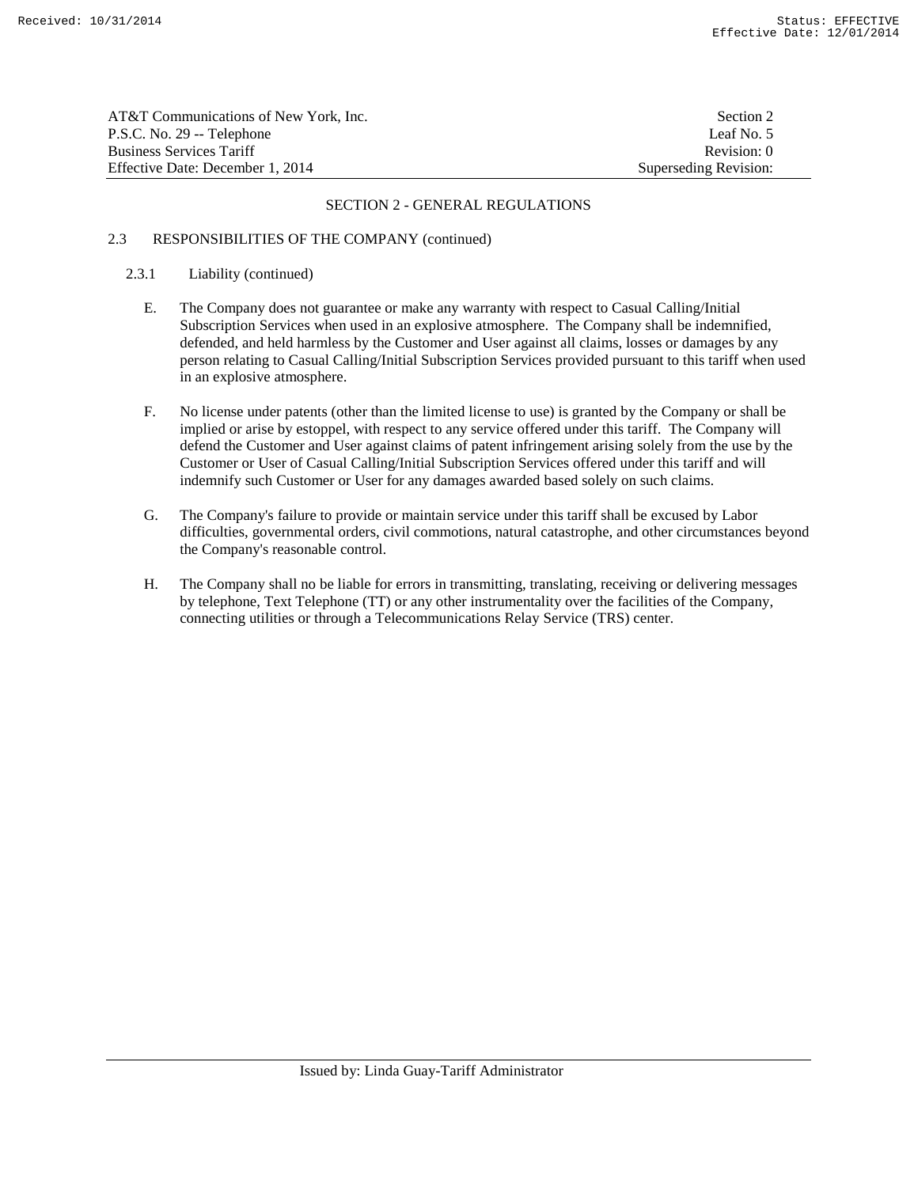## SECTION 2 - GENERAL REGULATIONS

### 2.3 RESPONSIBILITIES OF THE COMPANY (continued)

#### 2.3.1 Liability (continued)

E. The Company does not guarantee or make any warranty with respect to Casual Calling/Initial Subscription Services when used in an explosive atmosphere. The Company shall be indemnified, defended, and held harmless by the Customer and User against all claims, losses or damages by any person relating to Casual Calling/Initial Subscription Services provided pursuant to this tariff when used in an explosive atmosphere.

F. No license under patents (other than the limited license to use) is granted by the Company or shall be implied or arise by estoppel, with respect to any service offered under this tariff. The Company will defend the Customer and User against claims of patent infringement arising solely from the use by the Customer or User of Casual Calling/Initial Subscription Services offered under this tariff and will indemnify such Customer or User for any damages awarded based solely on such claims.

G. The Company's failure to provide or maintain service under this tariff shall be excused by Labor difficulties, governmental orders, civil commotions, natural catastrophe, and other circumstances beyond the Company's reasonable control.

H. The Company shall no be liable for errors in transmitting, translating, receiving or delivering messages by telephone, Text Telephone (TT) or any other instrumentality over the facilities of the Company, connecting utilities or through a Telecommunications Relay Service (TRS) center.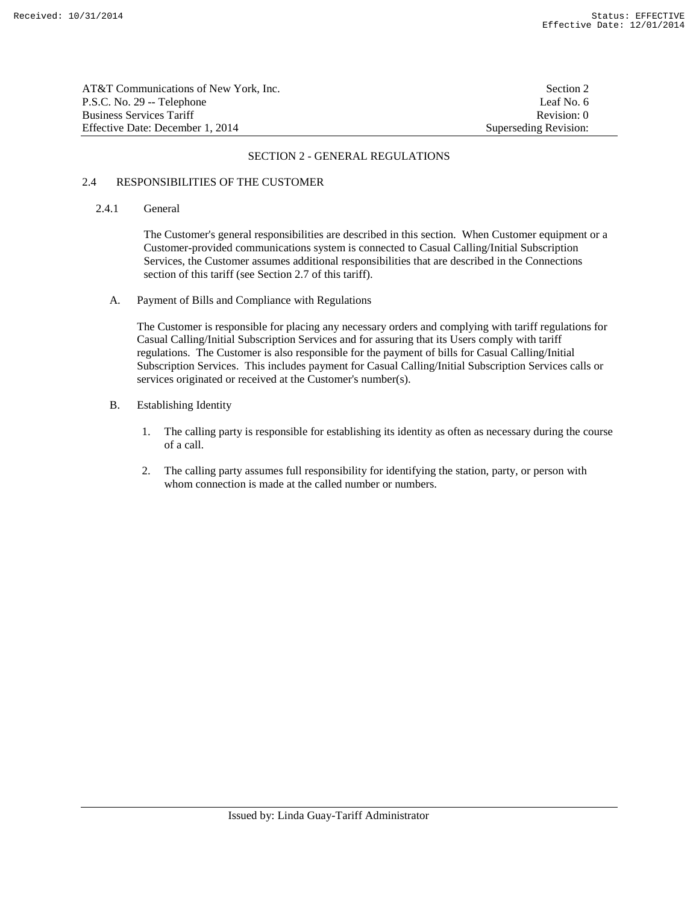## SECTION 2 - GENERAL REGULATIONS

### 2.4 RESPONSIBILITIES OF THE CUSTOMER

#### 2.4.1 General

The Customer's general responsibilities are described in this section. When Customer equipment or a Customer-provided communications system is connected to Casual Calling/Initial Subscription Services, the Customer assumes additional responsibilities that are described in the Connections section of this tariff (see Section 2.7 of this tariff).

A. Payment of Bills and Compliance with Regulations

The Customer is responsible for placing any necessary orders and complying with tariff regulations for Casual Calling/Initial Subscription Services and for assuring that its Users comply with tariff regulations. The Customer is also responsible for the payment of bills for Casual Calling/Initial Subscription Services. This includes payment for Casual Calling/Initial Subscription Services calls or services originated or received at the Customer's number(s).

B. Establishing Identity

1. The calling party is responsible for establishing its identity as often as necessary during the course of a call.

2. The calling party assumes full responsibility for identifying the station, party, or person with whom connection is made at the called number or numbers.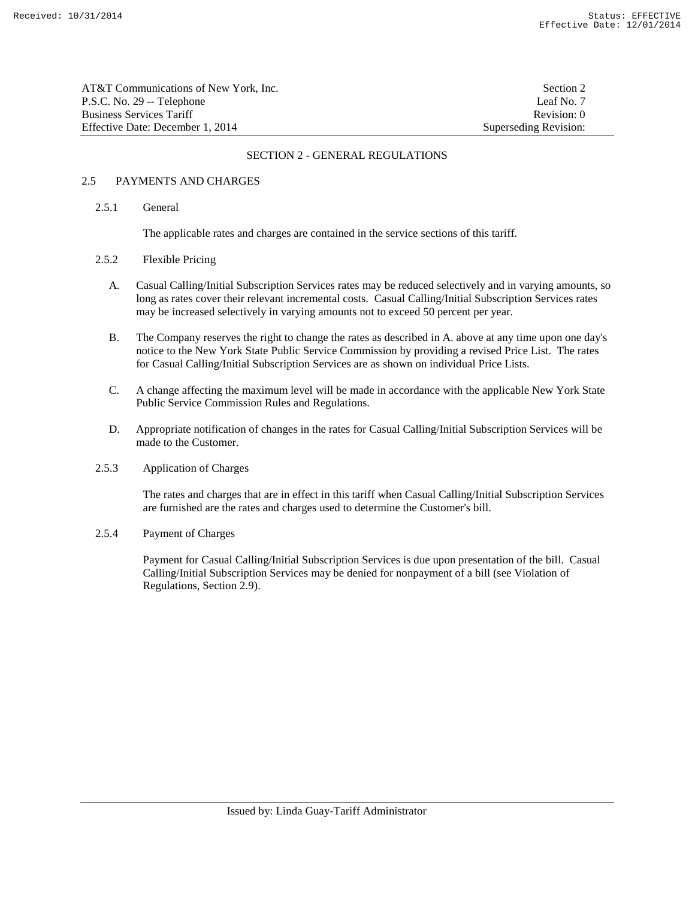## SECTION 2 - GENERAL REGULATIONS

### 2.5 PAYMENTS AND CHARGES

#### 2.5.1 General

The applicable rates and charges are contained in the service sections of this tariff.

#### 2.5.2 Flexible Pricing

A. Casual Calling/Initial Subscription Services rates may be reduced selectively and in varying amounts, so long as rates cover their relevant incremental costs. Casual Calling/Initial Subscription Services rates may be increased selectively in varying amounts not to exceed 50 percent per year.

B. The Company reserves the right to change the rates as described in A. above at any time upon one day's notice to the New York State Public Service Commission by providing a revised Price List. The rates for Casual Calling/Initial Subscription Services are as shown on individual Price Lists.

C. A change affecting the maximum level will be made in accordance with the applicable New York State Public Service Commission Rules and Regulations.

D. Appropriate notification of changes in the rates for Casual Calling/Initial Subscription Services will be made to the Customer.

#### 2.5.3 Application of Charges

The rates and charges that are in effect in this tariff when Casual Calling/Initial Subscription Services are furnished are the rates and charges used to determine the Customer's bill.

#### 2.5.4 Payment of Charges

Payment for Casual Calling/Initial Subscription Services is due upon presentation of the bill. Casual Calling/Initial Subscription Services may be denied for nonpayment of a bill (see Violation of Regulations, Section 2.9).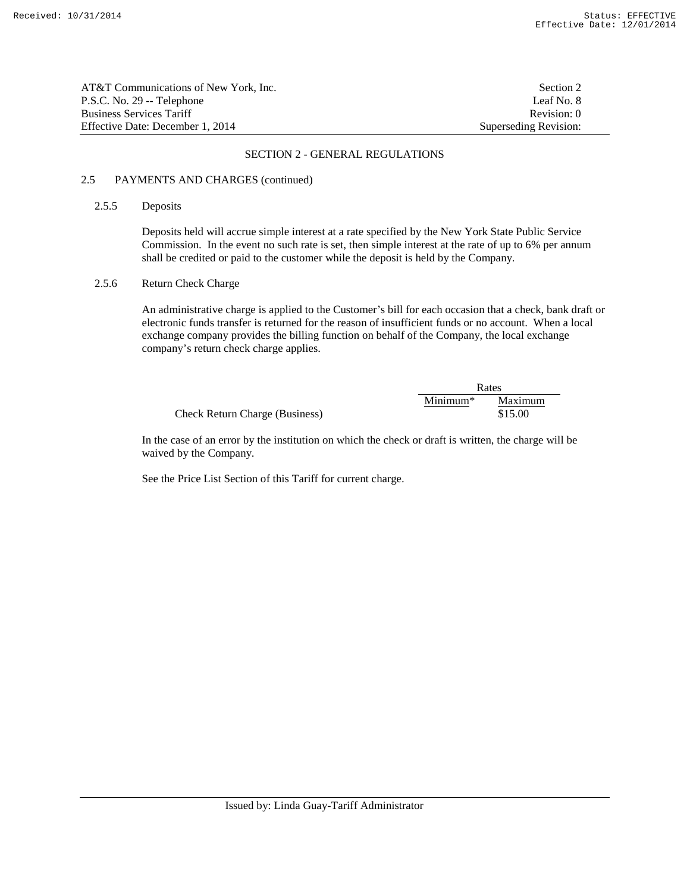# SECTION 2 - GENERAL REGULATIONS

## 2.5 PAYMENTS AND CHARGES (continued)

### 2.5.5 Deposits

Deposits held will accrue simple interest at a rate specified by the New York State Public Service Commission. In the event no such rate is set, then simple interest at the rate of up to 6% per annum shall be credited or paid to the customer while the deposit is held by the Company.

### 2.5.6 Return Check Charge

An administrative charge is applied to the Customer's bill for each occasion that a check, bank draft or electronic funds transfer is returned for the reason of insufficient funds or no account. When a local exchange company provides the billing function on behalf of the Company, the local exchange company's return check charge applies.

| | Rates | |
|---|---|---|
| | Minimum* | Maximum |
| Check Return Charge (Business) | | $15.00 |

In the case of an error by the institution on which the check or draft is written, the charge will be waived by the Company.

See the Price List Section of this Tariff for current charge.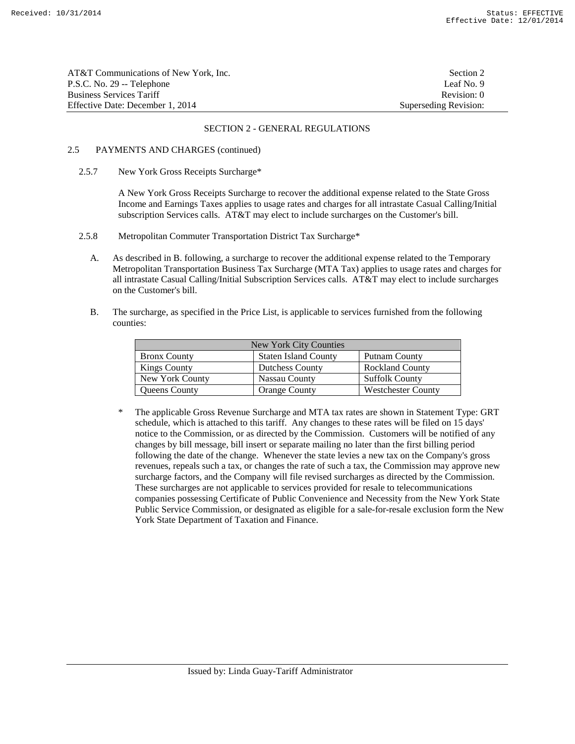AT&T Communications of New York, Inc. Section 2
P.S.C. No. 29 -- Telephone Leaf No. 9
Business Services Tariff Revision: 0
Effective Date: December 1, 2014 Superseding Revision:

## SECTION 2 - GENERAL REGULATIONS

2.5 PAYMENTS AND CHARGES (continued)

2.5.7 New York Gross Receipts Surcharge*

A New York Gross Receipts Surcharge to recover the additional expense related to the State Gross Income and Earnings Taxes applies to usage rates and charges for all intrastate Casual Calling/Initial subscription Services calls. AT&T may elect to include surcharges on the Customer's bill.

2.5.8 Metropolitan Commuter Transportation District Tax Surcharge*

A. As described in B. following, a surcharge to recover the additional expense related to the Temporary Metropolitan Transportation Business Tax Surcharge (MTA Tax) applies to usage rates and charges for all intrastate Casual Calling/Initial Subscription Services calls. AT&T may elect to include surcharges on the Customer's bill.

B. The surcharge, as specified in the Price List, is applicable to services furnished from the following counties:

| New York City Counties | | |
|---|---|---|
| Bronx County | Staten Island County | Putnam County |
| Kings County | Dutchess County | Rockland County |
| New York County | Nassau County | Suffolk County |
| Queens County | Orange County | Westchester County |

\* The applicable Gross Revenue Surcharge and MTA tax rates are shown in Statement Type: GRT schedule, which is attached to this tariff. Any changes to these rates will be filed on 15 days' notice to the Commission, or as directed by the Commission. Customers will be notified of any changes by bill message, bill insert or separate mailing no later than the first billing period following the date of the change. Whenever the state levies a new tax on the Company's gross revenues, repeals such a tax, or changes the rate of such a tax, the Commission may approve new surcharge factors, and the Company will file revised surcharges as directed by the Commission. These surcharges are not applicable to services provided for resale to telecommunications companies possessing Certificate of Public Convenience and Necessity from the New York State Public Service Commission, or designated as eligible for a sale-for-resale exclusion form the New York State Department of Taxation and Finance.

Issued by: Linda Guay-Tariff Administrator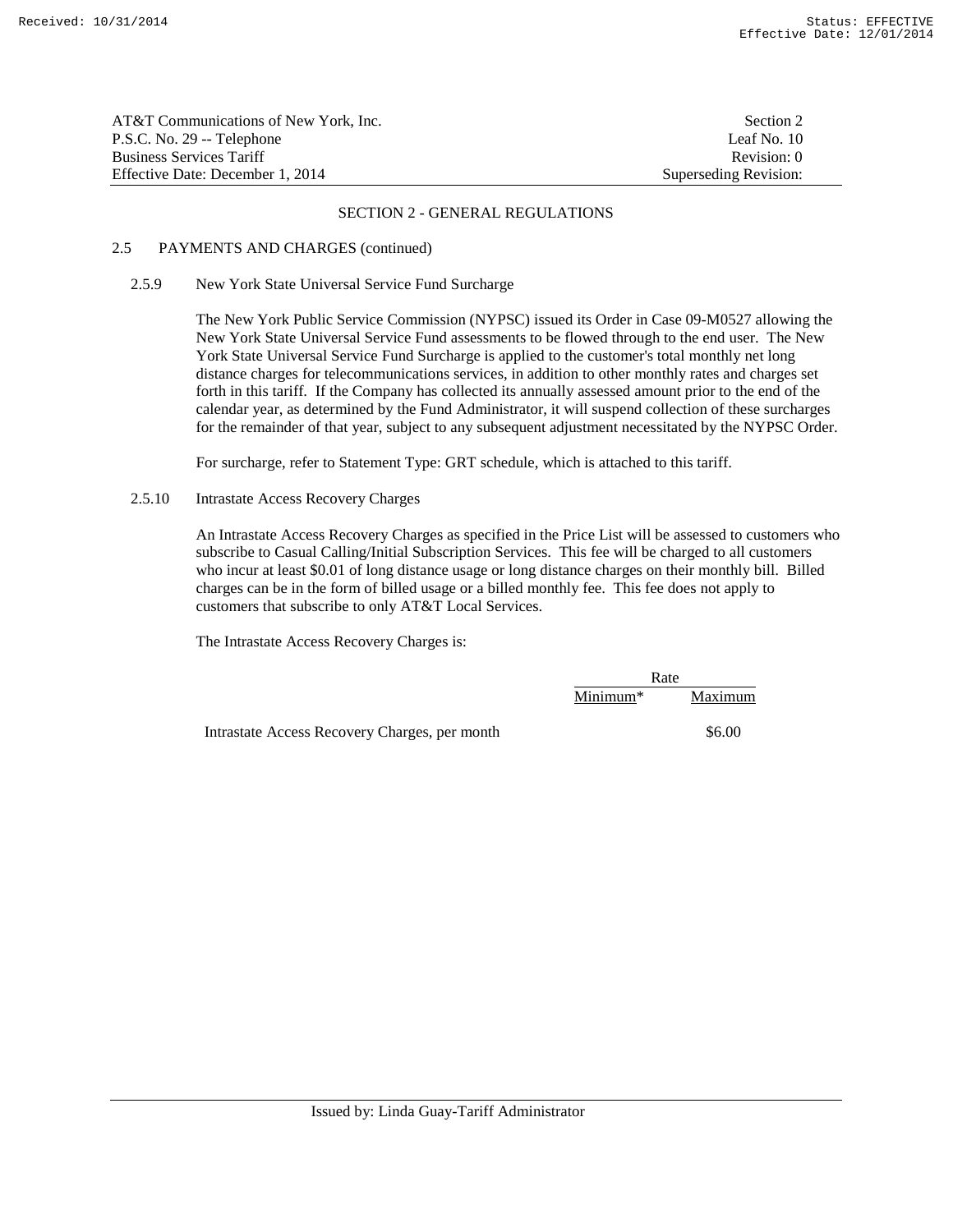SECTION 2 - GENERAL REGULATIONS

## 2.5 PAYMENTS AND CHARGES (continued)

### 2.5.9 New York State Universal Service Fund Surcharge

The New York Public Service Commission (NYPSC) issued its Order in Case 09-M0527 allowing the New York State Universal Service Fund assessments to be flowed through to the end user. The New York State Universal Service Fund Surcharge is applied to the customer's total monthly net long distance charges for telecommunications services, in addition to other monthly rates and charges set forth in this tariff. If the Company has collected its annually assessed amount prior to the end of the calendar year, as determined by the Fund Administrator, it will suspend collection of these surcharges for the remainder of that year, subject to any subsequent adjustment necessitated by the NYPSC Order.

For surcharge, refer to Statement Type: GRT schedule, which is attached to this tariff.

### 2.5.10 Intrastate Access Recovery Charges

An Intrastate Access Recovery Charges as specified in the Price List will be assessed to customers who subscribe to Casual Calling/Initial Subscription Services. This fee will be charged to all customers who incur at least $0.01 of long distance usage or long distance charges on their monthly bill. Billed charges can be in the form of billed usage or a billed monthly fee. This fee does not apply to customers that subscribe to only AT&T Local Services.

The Intrastate Access Recovery Charges is:

| | Rate | |
|---|---|---|
| | Minimum* | Maximum |
| Intrastate Access Recovery Charges, per month | | $6.00 |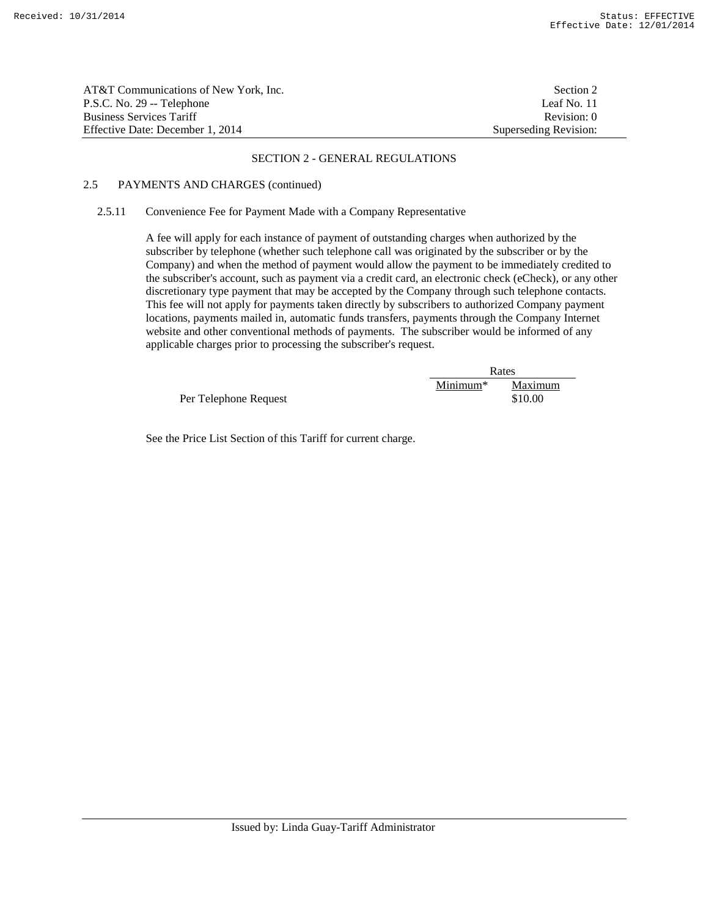## SECTION 2 - GENERAL REGULATIONS

### 2.5 PAYMENTS AND CHARGES (continued)

#### 2.5.11 Convenience Fee for Payment Made with a Company Representative

A fee will apply for each instance of payment of outstanding charges when authorized by the subscriber by telephone (whether such telephone call was originated by the subscriber or by the Company) and when the method of payment would allow the payment to be immediately credited to the subscriber's account, such as payment via a credit card, an electronic check (eCheck), or any other discretionary type payment that may be accepted by the Company through such telephone contacts. This fee will not apply for payments taken directly by subscribers to authorized Company payment locations, payments mailed in, automatic funds transfers, payments through the Company Internet website and other conventional methods of payments. The subscriber would be informed of any applicable charges prior to processing the subscriber's request.

| | Rates | |
|---|---|---|
| | Minimum* | Maximum |
| Per Telephone Request | | $10.00 |

See the Price List Section of this Tariff for current charge.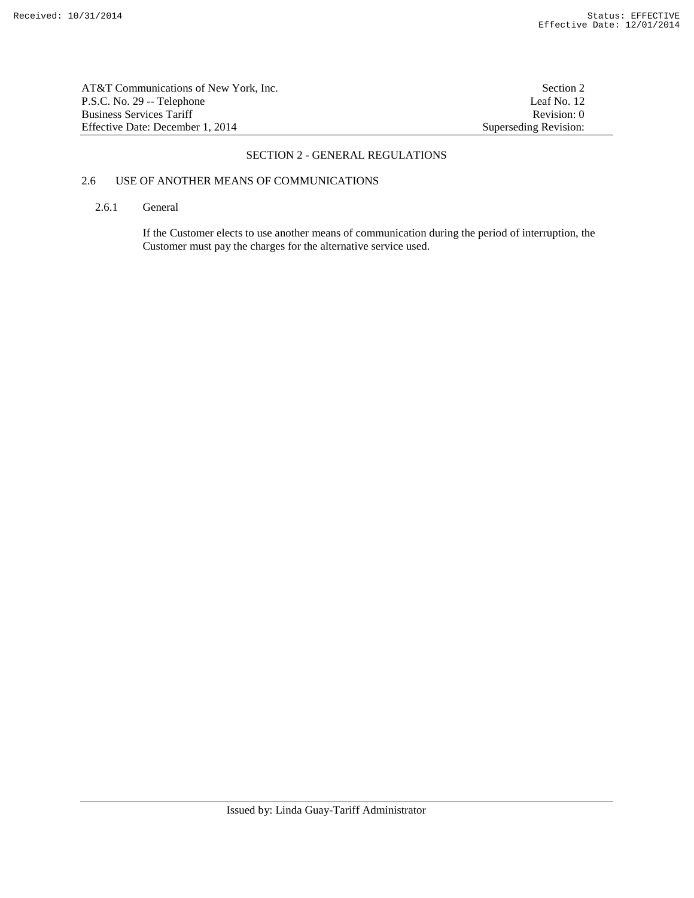## SECTION 2 - GENERAL REGULATIONS

### 2.6 USE OF ANOTHER MEANS OF COMMUNICATIONS

#### 2.6.1 General

If the Customer elects to use another means of communication during the period of interruption, the Customer must pay the charges for the alternative service used.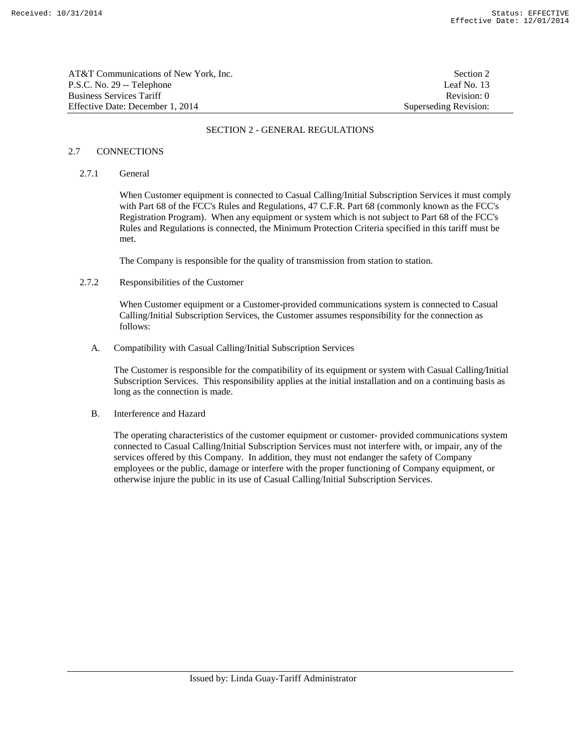## SECTION 2 - GENERAL REGULATIONS

### 2.7 CONNECTIONS

#### 2.7.1 General

When Customer equipment is connected to Casual Calling/Initial Subscription Services it must comply with Part 68 of the FCC's Rules and Regulations, 47 C.F.R. Part 68 (commonly known as the FCC's Registration Program). When any equipment or system which is not subject to Part 68 of the FCC's Rules and Regulations is connected, the Minimum Protection Criteria specified in this tariff must be met.

The Company is responsible for the quality of transmission from station to station.

#### 2.7.2 Responsibilities of the Customer

When Customer equipment or a Customer-provided communications system is connected to Casual Calling/Initial Subscription Services, the Customer assumes responsibility for the connection as follows:

A. Compatibility with Casual Calling/Initial Subscription Services

The Customer is responsible for the compatibility of its equipment or system with Casual Calling/Initial Subscription Services. This responsibility applies at the initial installation and on a continuing basis as long as the connection is made.

B. Interference and Hazard

The operating characteristics of the customer equipment or customer- provided communications system connected to Casual Calling/Initial Subscription Services must not interfere with, or impair, any of the services offered by this Company. In addition, they must not endanger the safety of Company employees or the public, damage or interfere with the proper functioning of Company equipment, or otherwise injure the public in its use of Casual Calling/Initial Subscription Services.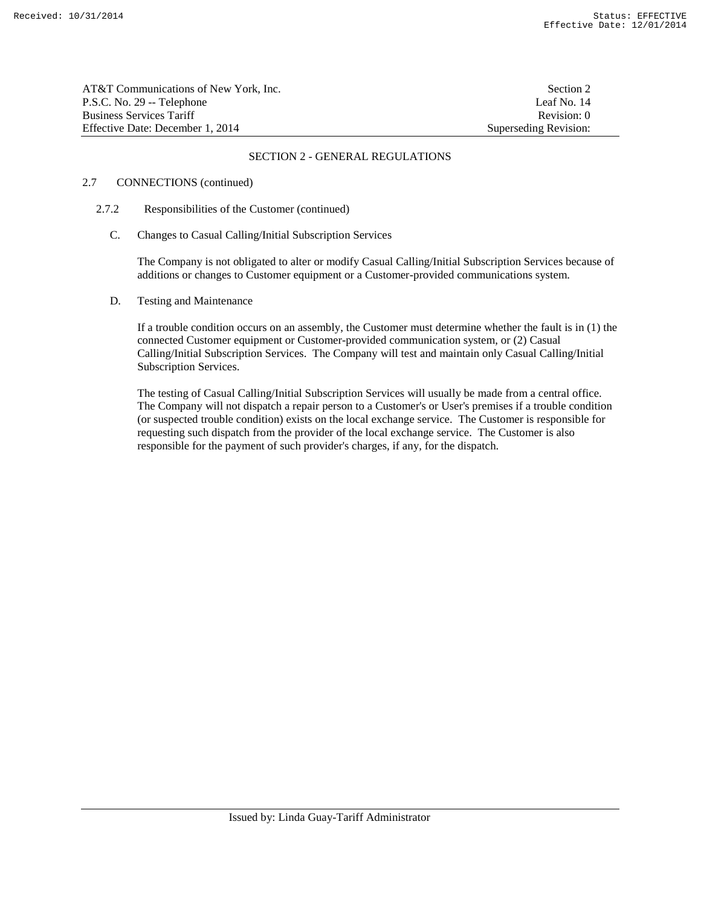## SECTION 2 - GENERAL REGULATIONS

2.7 CONNECTIONS (continued)

2.7.2 Responsibilities of the Customer (continued)

C. Changes to Casual Calling/Initial Subscription Services

The Company is not obligated to alter or modify Casual Calling/Initial Subscription Services because of additions or changes to Customer equipment or a Customer-provided communications system.

D. Testing and Maintenance

If a trouble condition occurs on an assembly, the Customer must determine whether the fault is in (1) the connected Customer equipment or Customer-provided communication system, or (2) Casual Calling/Initial Subscription Services. The Company will test and maintain only Casual Calling/Initial Subscription Services.

The testing of Casual Calling/Initial Subscription Services will usually be made from a central office. The Company will not dispatch a repair person to a Customer's or User's premises if a trouble condition (or suspected trouble condition) exists on the local exchange service. The Customer is responsible for requesting such dispatch from the provider of the local exchange service. The Customer is also responsible for the payment of such provider's charges, if any, for the dispatch.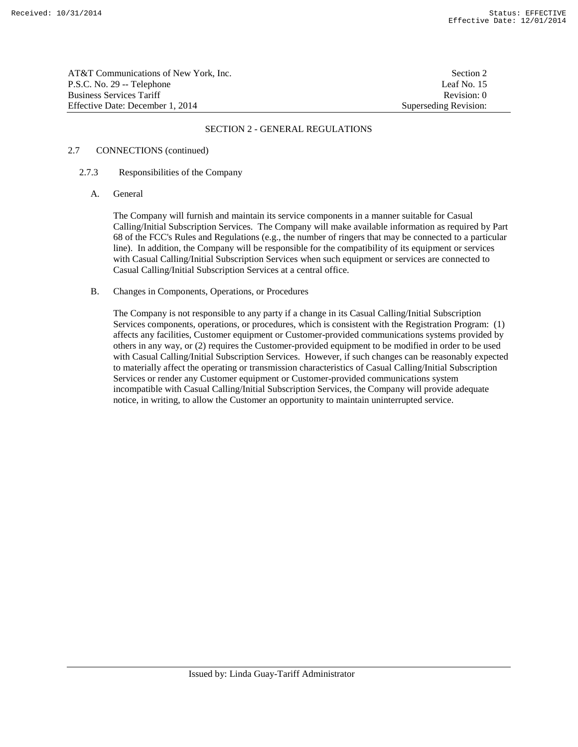## SECTION 2 - GENERAL REGULATIONS

2.7 CONNECTIONS (continued)

2.7.3 Responsibilities of the Company

A. General

The Company will furnish and maintain its service components in a manner suitable for Casual Calling/Initial Subscription Services. The Company will make available information as required by Part 68 of the FCC's Rules and Regulations (e.g., the number of ringers that may be connected to a particular line). In addition, the Company will be responsible for the compatibility of its equipment or services with Casual Calling/Initial Subscription Services when such equipment or services are connected to Casual Calling/Initial Subscription Services at a central office.

B. Changes in Components, Operations, or Procedures

The Company is not responsible to any party if a change in its Casual Calling/Initial Subscription Services components, operations, or procedures, which is consistent with the Registration Program: (1) affects any facilities, Customer equipment or Customer-provided communications systems provided by others in any way, or (2) requires the Customer-provided equipment to be modified in order to be used with Casual Calling/Initial Subscription Services. However, if such changes can be reasonably expected to materially affect the operating or transmission characteristics of Casual Calling/Initial Subscription Services or render any Customer equipment or Customer-provided communications system incompatible with Casual Calling/Initial Subscription Services, the Company will provide adequate notice, in writing, to allow the Customer an opportunity to maintain uninterrupted service.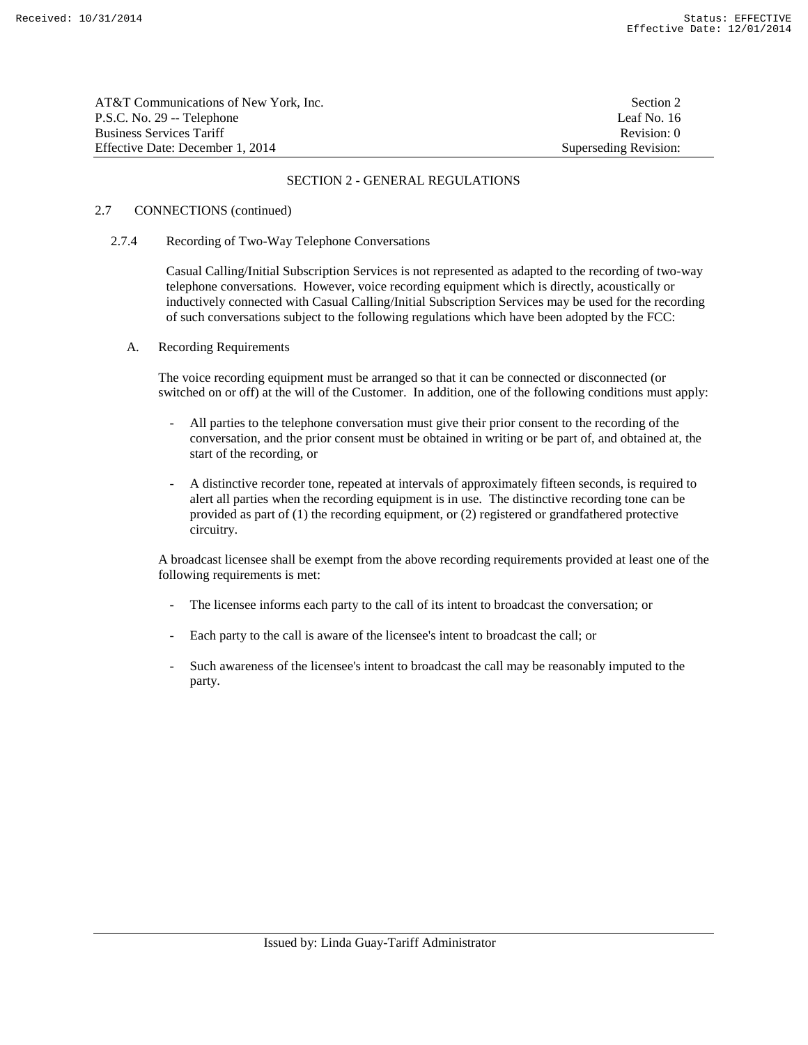## SECTION 2 - GENERAL REGULATIONS

2.7 CONNECTIONS (continued)

2.7.4 Recording of Two-Way Telephone Conversations

Casual Calling/Initial Subscription Services is not represented as adapted to the recording of two-way telephone conversations. However, voice recording equipment which is directly, acoustically or inductively connected with Casual Calling/Initial Subscription Services may be used for the recording of such conversations subject to the following regulations which have been adopted by the FCC:

A. Recording Requirements

The voice recording equipment must be arranged so that it can be connected or disconnected (or switched on or off) at the will of the Customer. In addition, one of the following conditions must apply:

- All parties to the telephone conversation must give their prior consent to the recording of the conversation, and the prior consent must be obtained in writing or be part of, and obtained at, the start of the recording, or
- A distinctive recorder tone, repeated at intervals of approximately fifteen seconds, is required to alert all parties when the recording equipment is in use. The distinctive recording tone can be provided as part of (1) the recording equipment, or (2) registered or grandfathered protective circuitry.

A broadcast licensee shall be exempt from the above recording requirements provided at least one of the following requirements is met:

- The licensee informs each party to the call of its intent to broadcast the conversation; or
- Each party to the call is aware of the licensee's intent to broadcast the call; or
- Such awareness of the licensee's intent to broadcast the call may be reasonably imputed to the party.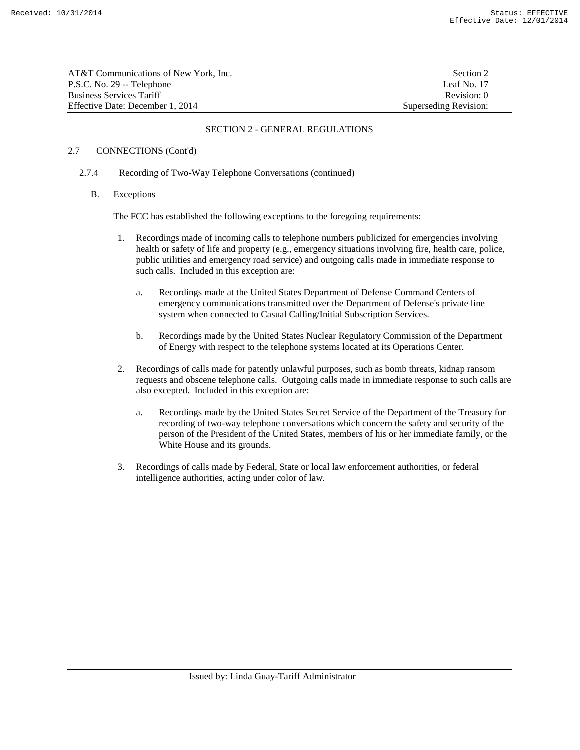## SECTION 2 - GENERAL REGULATIONS

### 2.7 CONNECTIONS (Cont'd)

#### 2.7.4 Recording of Two-Way Telephone Conversations (continued)

**B. Exceptions**

The FCC has established the following exceptions to the foregoing requirements:

1. Recordings made of incoming calls to telephone numbers publicized for emergencies involving health or safety of life and property (e.g., emergency situations involving fire, health care, police, public utilities and emergency road service) and outgoing calls made in immediate response to such calls. Included in this exception are:

   a. Recordings made at the United States Department of Defense Command Centers of emergency communications transmitted over the Department of Defense's private line system when connected to Casual Calling/Initial Subscription Services.

   b. Recordings made by the United States Nuclear Regulatory Commission of the Department of Energy with respect to the telephone systems located at its Operations Center.

2. Recordings of calls made for patently unlawful purposes, such as bomb threats, kidnap ransom requests and obscene telephone calls. Outgoing calls made in immediate response to such calls are also excepted. Included in this exception are:

   a. Recordings made by the United States Secret Service of the Department of the Treasury for recording of two-way telephone conversations which concern the safety and security of the person of the President of the United States, members of his or her immediate family, or the White House and its grounds.

3. Recordings of calls made by Federal, State or local law enforcement authorities, or federal intelligence authorities, acting under color of law.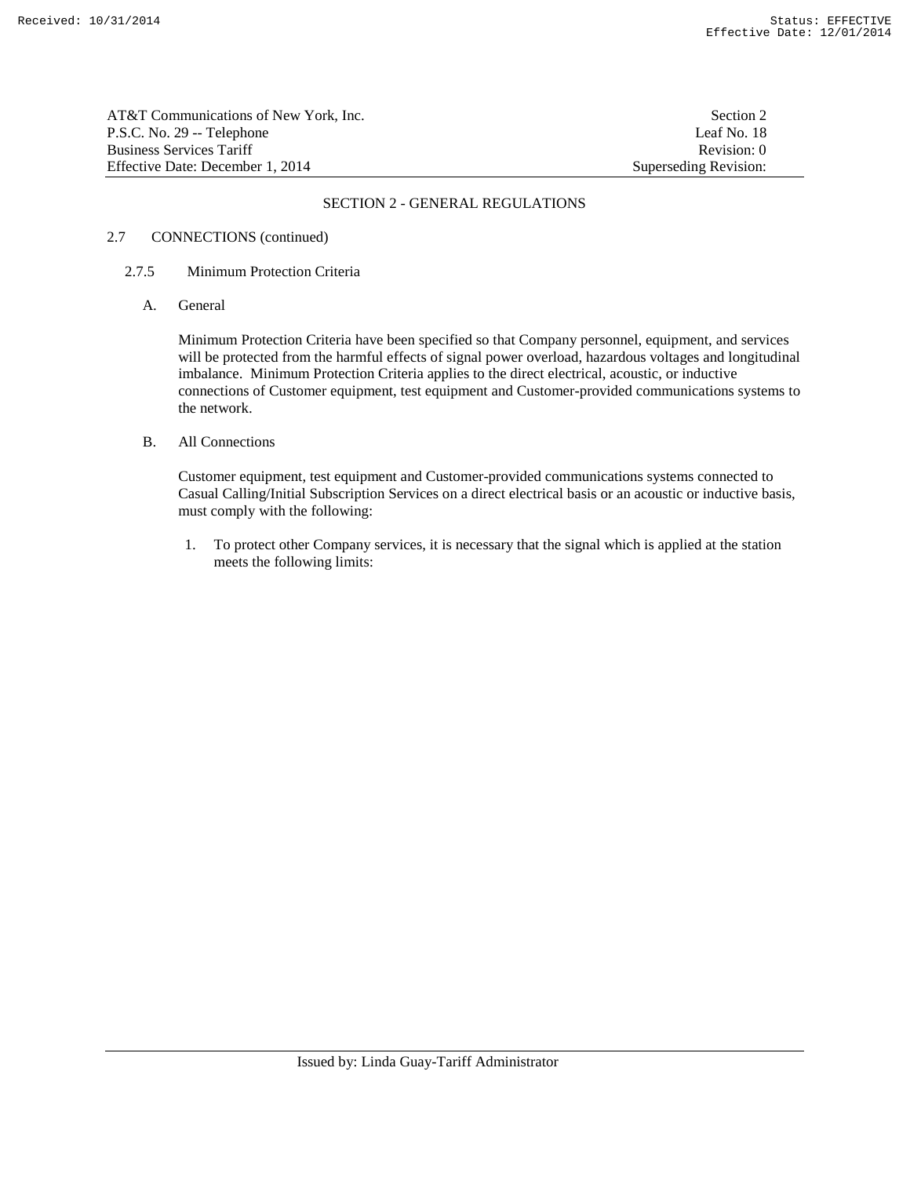SECTION 2 - GENERAL REGULATIONS

2.7 CONNECTIONS (continued)

2.7.5 Minimum Protection Criteria

A. General

Minimum Protection Criteria have been specified so that Company personnel, equipment, and services will be protected from the harmful effects of signal power overload, hazardous voltages and longitudinal imbalance. Minimum Protection Criteria applies to the direct electrical, acoustic, or inductive connections of Customer equipment, test equipment and Customer-provided communications systems to the network.

B. All Connections

Customer equipment, test equipment and Customer-provided communications systems connected to Casual Calling/Initial Subscription Services on a direct electrical basis or an acoustic or inductive basis, must comply with the following:

1. To protect other Company services, it is necessary that the signal which is applied at the station meets the following limits: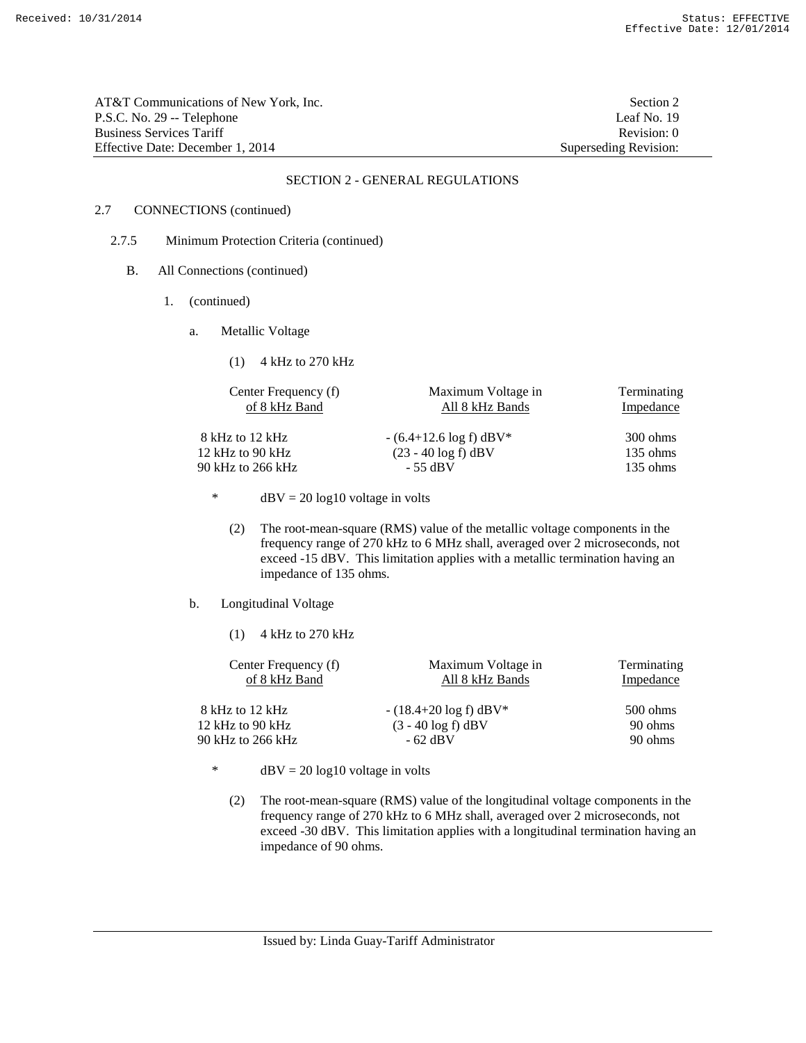## SECTION 2 - GENERAL REGULATIONS

2.7 CONNECTIONS (continued)

2.7.5 Minimum Protection Criteria (continued)

B. All Connections (continued)

1. (continued)

a. Metallic Voltage

(1) 4 kHz to 270 kHz

| Center Frequency (f) of 8 kHz Band | Maximum Voltage in All 8 kHz Bands | Terminating Impedance |
|---|---|---|
| 8 kHz to 12 kHz | - (6.4+12.6 log f) dBV* | 300 ohms |
| 12 kHz to 90 kHz | (23 - 40 log f) dBV | 135 ohms |
| 90 kHz to 266 kHz | - 55 dBV | 135 ohms |

\* dBV = 20 log10 voltage in volts

(2) The root-mean-square (RMS) value of the metallic voltage components in the frequency range of 270 kHz to 6 MHz shall, averaged over 2 microseconds, not exceed -15 dBV. This limitation applies with a metallic termination having an impedance of 135 ohms.

b. Longitudinal Voltage

(1) 4 kHz to 270 kHz

| Center Frequency (f) of 8 kHz Band | Maximum Voltage in All 8 kHz Bands | Terminating Impedance |
|---|---|---|
| 8 kHz to 12 kHz | - (18.4+20 log f) dBV* | 500 ohms |
| 12 kHz to 90 kHz | (3 - 40 log f) dBV | 90 ohms |
| 90 kHz to 266 kHz | - 62 dBV | 90 ohms |

\* dBV = 20 log10 voltage in volts

(2) The root-mean-square (RMS) value of the longitudinal voltage components in the frequency range of 270 kHz to 6 MHz shall, averaged over 2 microseconds, not exceed -30 dBV. This limitation applies with a longitudinal termination having an impedance of 90 ohms.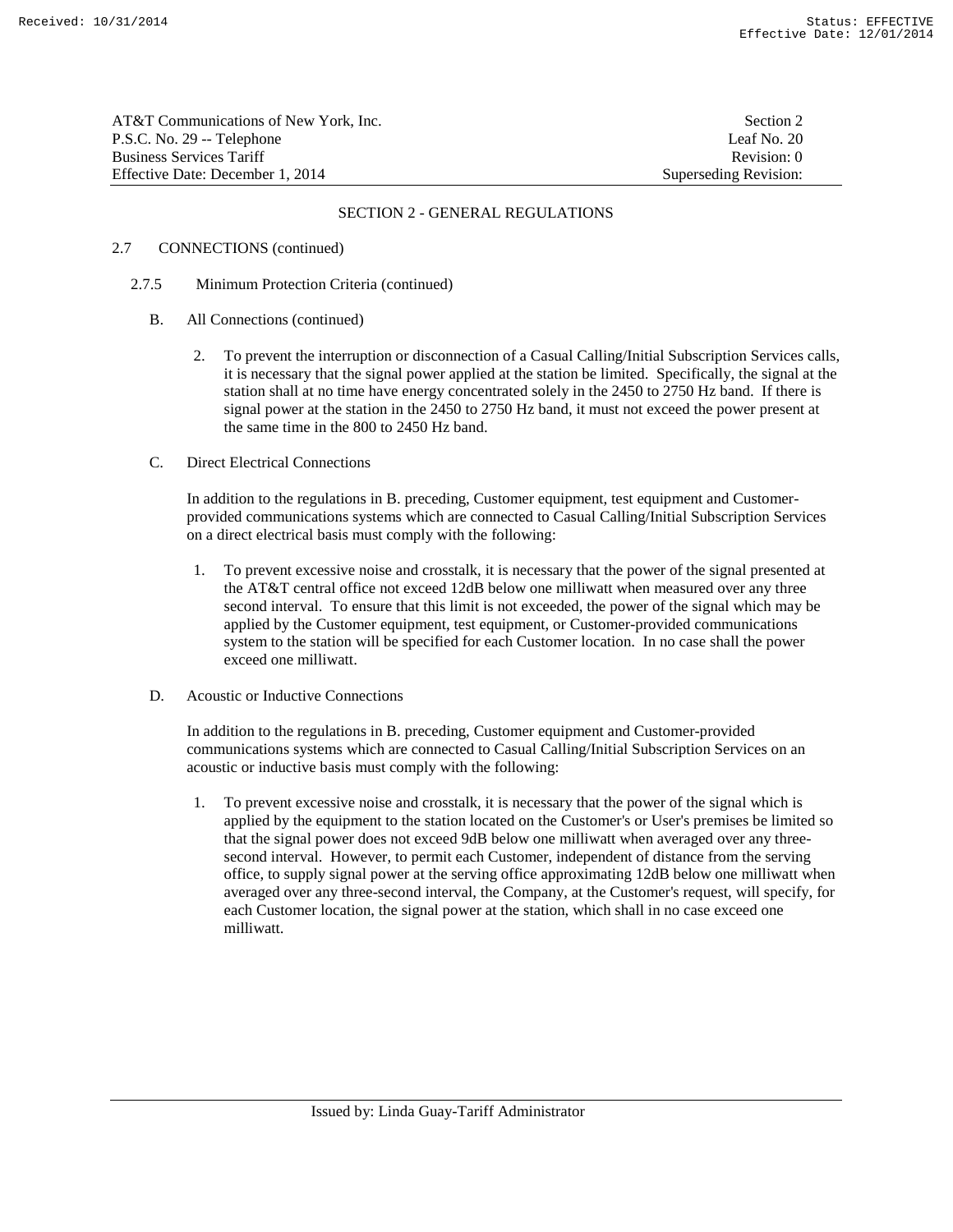SECTION 2 - GENERAL REGULATIONS

2.7 CONNECTIONS (continued)

2.7.5 Minimum Protection Criteria (continued)

B. All Connections (continued)

2. To prevent the interruption or disconnection of a Casual Calling/Initial Subscription Services calls, it is necessary that the signal power applied at the station be limited. Specifically, the signal at the station shall at no time have energy concentrated solely in the 2450 to 2750 Hz band. If there is signal power at the station in the 2450 to 2750 Hz band, it must not exceed the power present at the same time in the 800 to 2450 Hz band.

C. Direct Electrical Connections

In addition to the regulations in B. preceding, Customer equipment, test equipment and Customer-provided communications systems which are connected to Casual Calling/Initial Subscription Services on a direct electrical basis must comply with the following:

1. To prevent excessive noise and crosstalk, it is necessary that the power of the signal presented at the AT&T central office not exceed 12dB below one milliwatt when measured over any three second interval. To ensure that this limit is not exceeded, the power of the signal which may be applied by the Customer equipment, test equipment, or Customer-provided communications system to the station will be specified for each Customer location. In no case shall the power exceed one milliwatt.

D. Acoustic or Inductive Connections

In addition to the regulations in B. preceding, Customer equipment and Customer-provided communications systems which are connected to Casual Calling/Initial Subscription Services on an acoustic or inductive basis must comply with the following:

1. To prevent excessive noise and crosstalk, it is necessary that the power of the signal which is applied by the equipment to the station located on the Customer's or User's premises be limited so that the signal power does not exceed 9dB below one milliwatt when averaged over any three-second interval. However, to permit each Customer, independent of distance from the serving office, to supply signal power at the serving office approximating 12dB below one milliwatt when averaged over any three-second interval, the Company, at the Customer's request, will specify, for each Customer location, the signal power at the station, which shall in no case exceed one milliwatt.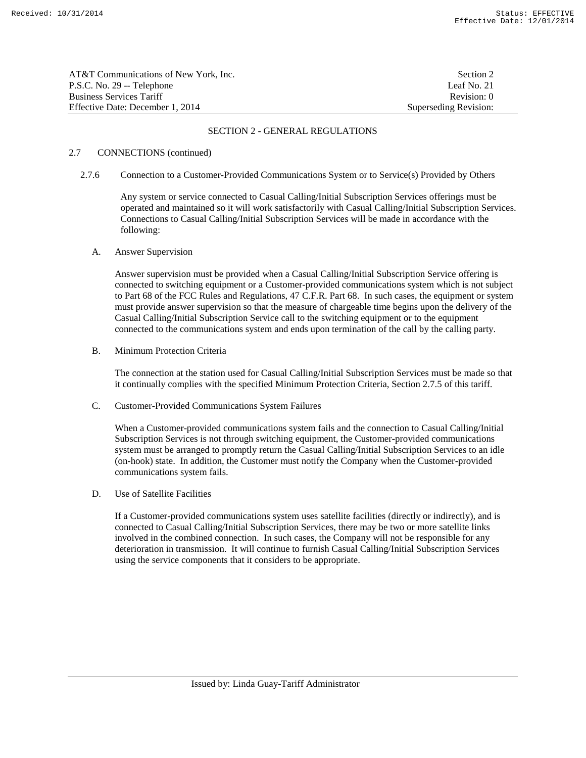## SECTION 2 - GENERAL REGULATIONS

### 2.7 CONNECTIONS (continued)

#### 2.7.6 Connection to a Customer-Provided Communications System or to Service(s) Provided by Others

Any system or service connected to Casual Calling/Initial Subscription Services offerings must be operated and maintained so it will work satisfactorily with Casual Calling/Initial Subscription Services. Connections to Casual Calling/Initial Subscription Services will be made in accordance with the following:

A. Answer Supervision

Answer supervision must be provided when a Casual Calling/Initial Subscription Service offering is connected to switching equipment or a Customer-provided communications system which is not subject to Part 68 of the FCC Rules and Regulations, 47 C.F.R. Part 68. In such cases, the equipment or system must provide answer supervision so that the measure of chargeable time begins upon the delivery of the Casual Calling/Initial Subscription Service call to the switching equipment or to the equipment connected to the communications system and ends upon termination of the call by the calling party.

B. Minimum Protection Criteria

The connection at the station used for Casual Calling/Initial Subscription Services must be made so that it continually complies with the specified Minimum Protection Criteria, Section 2.7.5 of this tariff.

C. Customer-Provided Communications System Failures

When a Customer-provided communications system fails and the connection to Casual Calling/Initial Subscription Services is not through switching equipment, the Customer-provided communications system must be arranged to promptly return the Casual Calling/Initial Subscription Services to an idle (on-hook) state. In addition, the Customer must notify the Company when the Customer-provided communications system fails.

D. Use of Satellite Facilities

If a Customer-provided communications system uses satellite facilities (directly or indirectly), and is connected to Casual Calling/Initial Subscription Services, there may be two or more satellite links involved in the combined connection. In such cases, the Company will not be responsible for any deterioration in transmission. It will continue to furnish Casual Calling/Initial Subscription Services using the service components that it considers to be appropriate.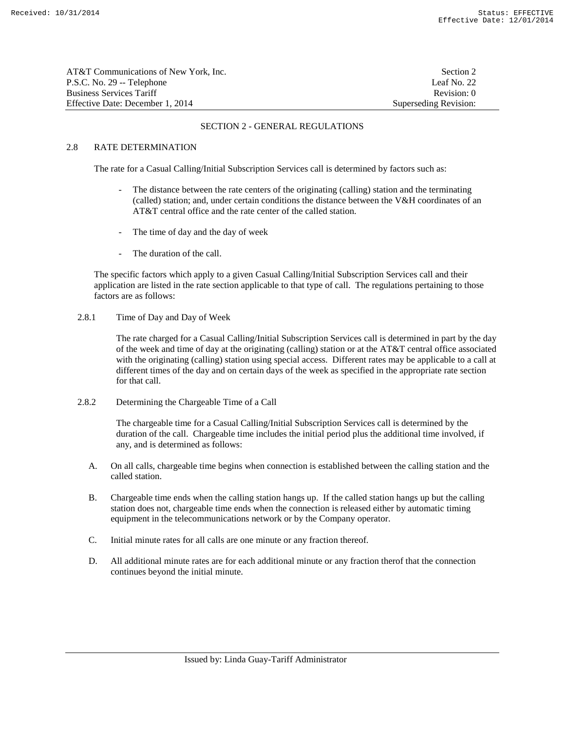## SECTION 2 - GENERAL REGULATIONS

### 2.8 RATE DETERMINATION

The rate for a Casual Calling/Initial Subscription Services call is determined by factors such as:

- The distance between the rate centers of the originating (calling) station and the terminating (called) station; and, under certain conditions the distance between the V&H coordinates of an AT&T central office and the rate center of the called station.
- The time of day and the day of week
- The duration of the call.

The specific factors which apply to a given Casual Calling/Initial Subscription Services call and their application are listed in the rate section applicable to that type of call. The regulations pertaining to those factors are as follows:

#### 2.8.1 Time of Day and Day of Week

The rate charged for a Casual Calling/Initial Subscription Services call is determined in part by the day of the week and time of day at the originating (calling) station or at the AT&T central office associated with the originating (calling) station using special access. Different rates may be applicable to a call at different times of the day and on certain days of the week as specified in the appropriate rate section for that call.

#### 2.8.2 Determining the Chargeable Time of a Call

The chargeable time for a Casual Calling/Initial Subscription Services call is determined by the duration of the call. Chargeable time includes the initial period plus the additional time involved, if any, and is determined as follows:

A. On all calls, chargeable time begins when connection is established between the calling station and the called station.

B. Chargeable time ends when the calling station hangs up. If the called station hangs up but the calling station does not, chargeable time ends when the connection is released either by automatic timing equipment in the telecommunications network or by the Company operator.

C. Initial minute rates for all calls are one minute or any fraction thereof.

D. All additional minute rates are for each additional minute or any fraction therof that the connection continues beyond the initial minute.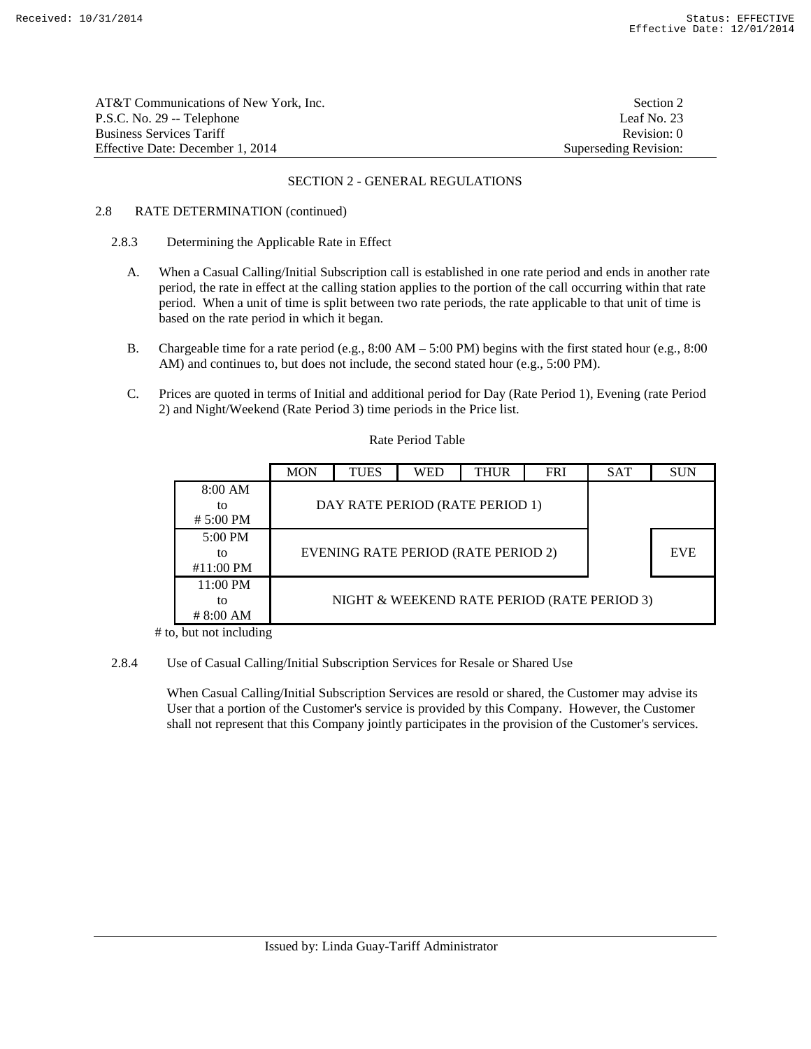AT&T Communications of New York, Inc. — Section 2
P.S.C. No. 29 -- Telephone — Leaf No. 23
Business Services Tariff — Revision: 0
Effective Date: December 1, 2014 — Superseding Revision:

## SECTION 2 - GENERAL REGULATIONS

### 2.8 RATE DETERMINATION (continued)

#### 2.8.3 Determining the Applicable Rate in Effect

A. When a Casual Calling/Initial Subscription call is established in one rate period and ends in another rate period, the rate in effect at the calling station applies to the portion of the call occurring within that rate period. When a unit of time is split between two rate periods, the rate applicable to that unit of time is based on the rate period in which it began.

B. Chargeable time for a rate period (e.g., 8:00 AM – 5:00 PM) begins with the first stated hour (e.g., 8:00 AM) and continues to, but does not include, the second stated hour (e.g., 5:00 PM).

C. Prices are quoted in terms of Initial and additional period for Day (Rate Period 1), Evening (rate Period 2) and Night/Weekend (Rate Period 3) time periods in the Price list.

Rate Period Table

| | MON | TUES | WED | THUR | FRI | SAT | SUN |
|---|---|---|---|---|---|---|---|
| 8:00 AM to # 5:00 PM | DAY RATE PERIOD (RATE PERIOD 1) | | | | | | |
| 5:00 PM to #11:00 PM | EVENING RATE PERIOD (RATE PERIOD 2) | | | | | | EVE |
| 11:00 PM to # 8:00 AM | NIGHT & WEEKEND RATE PERIOD (RATE PERIOD 3) | | | | | | |

# to, but not including

#### 2.8.4 Use of Casual Calling/Initial Subscription Services for Resale or Shared Use

When Casual Calling/Initial Subscription Services are resold or shared, the Customer may advise its User that a portion of the Customer's service is provided by this Company. However, the Customer shall not represent that this Company jointly participates in the provision of the Customer's services.

Issued by: Linda Guay-Tariff Administrator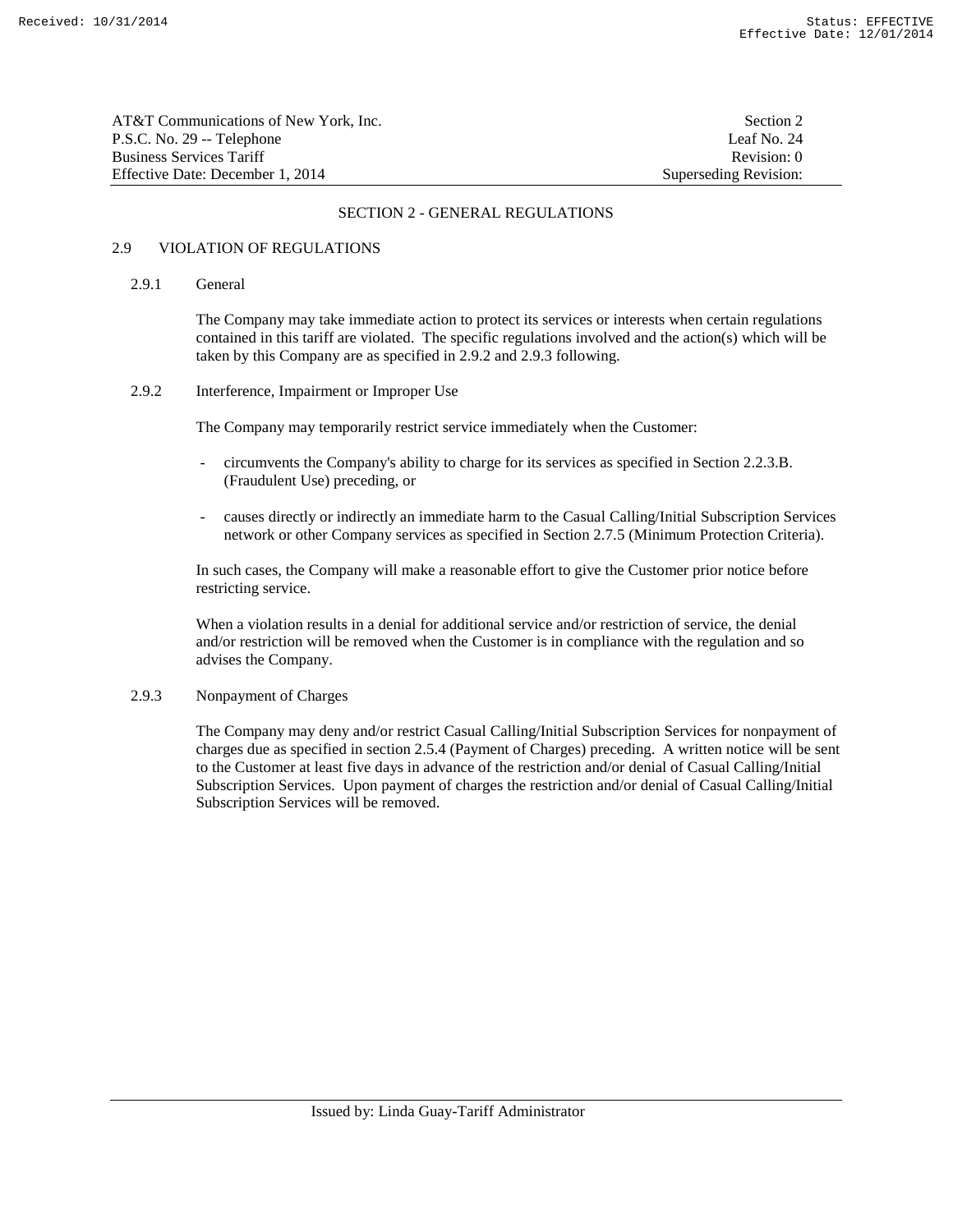## SECTION 2 - GENERAL REGULATIONS

### 2.9 VIOLATION OF REGULATIONS

#### 2.9.1 General

The Company may take immediate action to protect its services or interests when certain regulations contained in this tariff are violated. The specific regulations involved and the action(s) which will be taken by this Company are as specified in 2.9.2 and 2.9.3 following.

#### 2.9.2 Interference, Impairment or Improper Use

The Company may temporarily restrict service immediately when the Customer:

- circumvents the Company's ability to charge for its services as specified in Section 2.2.3.B. (Fraudulent Use) preceding, or
- causes directly or indirectly an immediate harm to the Casual Calling/Initial Subscription Services network or other Company services as specified in Section 2.7.5 (Minimum Protection Criteria).

In such cases, the Company will make a reasonable effort to give the Customer prior notice before restricting service.

When a violation results in a denial for additional service and/or restriction of service, the denial and/or restriction will be removed when the Customer is in compliance with the regulation and so advises the Company.

#### 2.9.3 Nonpayment of Charges

The Company may deny and/or restrict Casual Calling/Initial Subscription Services for nonpayment of charges due as specified in section 2.5.4 (Payment of Charges) preceding. A written notice will be sent to the Customer at least five days in advance of the restriction and/or denial of Casual Calling/Initial Subscription Services. Upon payment of charges the restriction and/or denial of Casual Calling/Initial Subscription Services will be removed.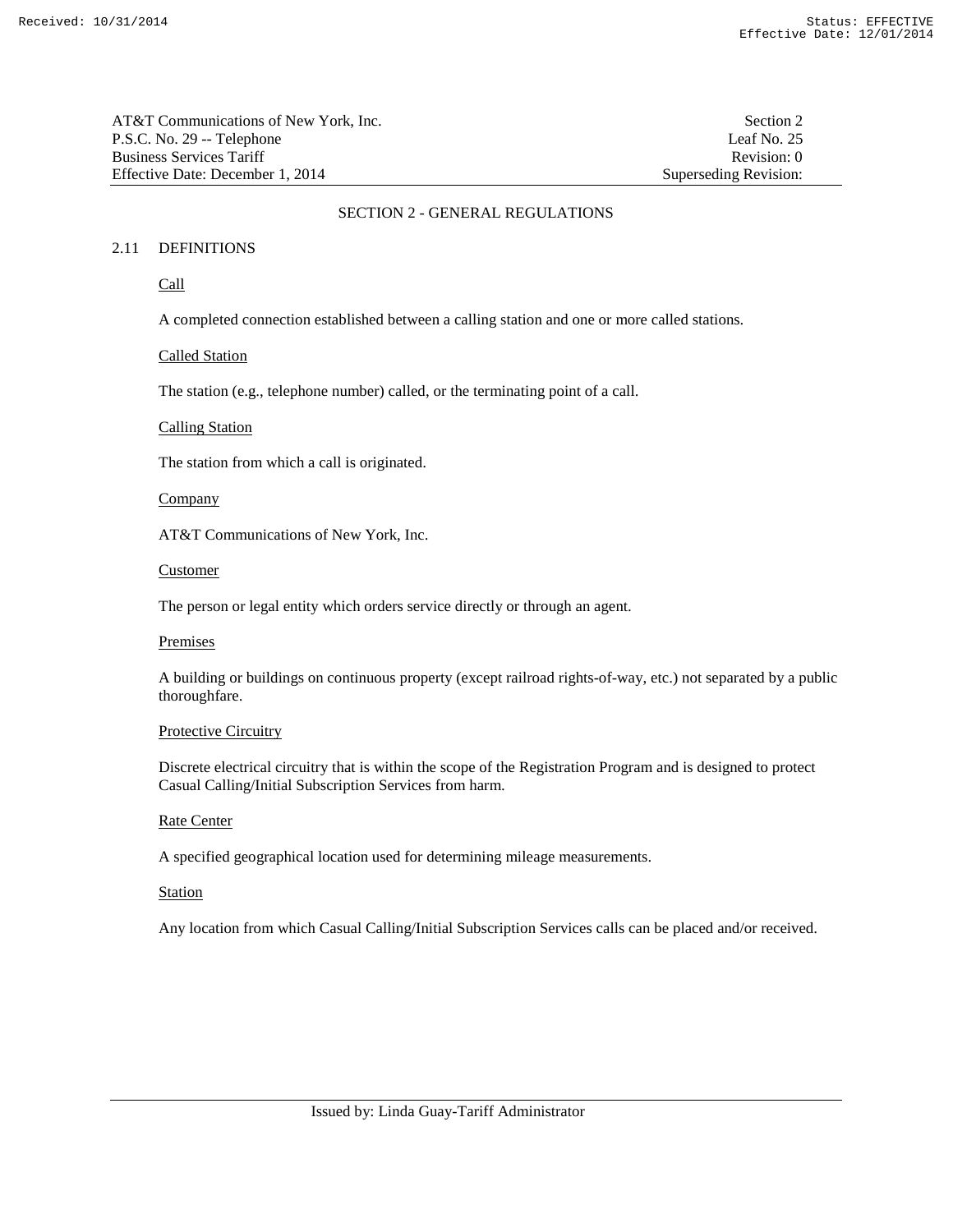## SECTION 2 - GENERAL REGULATIONS

### 2.11 DEFINITIONS

Call

A completed connection established between a calling station and one or more called stations.

Called Station

The station (e.g., telephone number) called, or the terminating point of a call.

Calling Station

The station from which a call is originated.

Company

AT&T Communications of New York, Inc.

Customer

The person or legal entity which orders service directly or through an agent.

Premises

A building or buildings on continuous property (except railroad rights-of-way, etc.) not separated by a public thoroughfare.

Protective Circuitry

Discrete electrical circuitry that is within the scope of the Registration Program and is designed to protect Casual Calling/Initial Subscription Services from harm.

Rate Center

A specified geographical location used for determining mileage measurements.

Station

Any location from which Casual Calling/Initial Subscription Services calls can be placed and/or received.